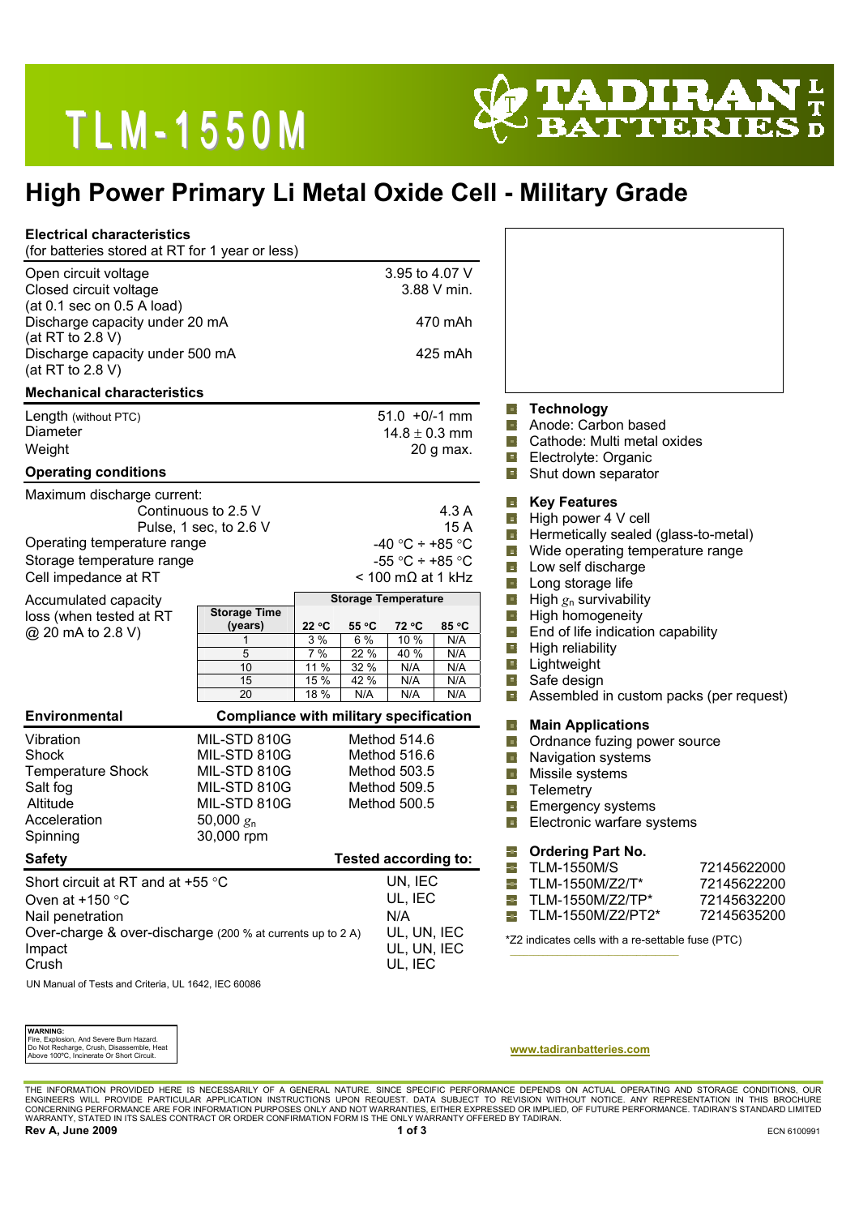# TLM-1550M

TADIRAN BATTERIES LTD

## High Power Primary Li Metal Oxide Cell - Military Grade

### Electrical characteristics

(for batteries stored at RT for 1 year or less)

| | |
|---|---|
| Open circuit voltage | 3.95 to 4.07 V |
| Closed circuit voltage (at 0.1 sec on 0.5 A load) | 3.88 V min. |
| Discharge capacity under 20 mA (at RT to 2.8 V) | 470 mAh |
| Discharge capacity under 500 mA (at RT to 2.8 V) | 425 mAh |

### Mechanical characteristics

| | |
|---|---|
| Length (without PTC) | 51.0 +0/-1 mm |
| Diameter | 14.8 ± 0.3 mm |
| Weight | 20 g max. |

### Operating conditions

| | |
|---|---|
| Maximum discharge current: | |
| Continuous to 2.5 V | 4.3 A |
| Pulse, 1 sec, to 2.6 V | 15 A |
| Operating temperature range | -40 °C ÷ +85 °C |
| Storage temperature range | -55 °C ÷ +85 °C |
| Cell impedance at RT | < 100 mΩ at 1 kHz |

Accumulated capacity loss (when tested at RT @ 20 mA to 2.8 V)

| Storage Time (years) | Storage Temperature | | | |
|---|---|---|---|---|
| | 22 °C | 55 °C | 72 °C | 85 °C |
| 1 | 3 % | 6 % | 10 % | N/A |
| 5 | 7 % | 22 % | 40 % | N/A |
| 10 | 11 % | 32 % | N/A | N/A |
| 15 | 15 % | 42 % | N/A | N/A |
| 20 | 18 % | N/A | N/A | N/A |

### Environmental

| Environmental | Compliance with military specification | |
|---|---|---|
| Vibration | MIL-STD 810G | Method 514.6 |
| Shock | MIL-STD 810G | Method 516.6 |
| Temperature Shock | MIL-STD 810G | Method 503.5 |
| Salt fog | MIL-STD 810G | Method 509.5 |
| Altitude | MIL-STD 810G | Method 500.5 |
| Acceleration | 50,000 $g_n$ | |
| Spinning | 30,000 rpm | |

### Safety

| Safety | Tested according to: |
|---|---|
| Short circuit at RT and at +55 °C | UN, IEC |
| Oven at +150 °C | UL, IEC |
| Nail penetration | N/A |
| Over-charge & over-discharge (200 % at currents up to 2 A) | UL, UN, IEC |
| Impact | UL, UN, IEC |
| Crush | UL, IEC |

UN Manual of Tests and Criteria, UL 1642, IEC 60086

### Technology

- Anode: Carbon based
- Cathode: Multi metal oxides
- Electrolyte: Organic
- Shut down separator

### Key Features

- High power 4 V cell
- Hermetically sealed (glass-to-metal)
- Wide operating temperature range
- Low self discharge
- Long storage life
- High $g_n$ survivability
- High homogeneity
- End of life indication capability
- High reliability
- Lightweight
- Safe design
- Assembled in custom packs (per request)

### Main Applications

- Ordnance fuzing power source
- Navigation systems
- Missile systems
- Telemetry
- Emergency systems
- Electronic warfare systems

### Ordering Part No.

| | |
|---|---|
| TLM-1550M/S | 72145622000 |
| TLM-1550M/Z2/T* | 72145622200 |
| TLM-1550M/Z2/TP* | 72145632200 |
| TLM-1550M/Z2/PT2* | 72145635200 |

*Z2 indicates cells with a re-settable fuse (PTC)

**WARNING:**
Fire, Explosion, And Severe Burn Hazard.
Do Not Recharge, Crush, Disassemble, Heat Above 100ºC, Incinerate Or Short Circuit.

www.tadiranbatteries.com

THE INFORMATION PROVIDED HERE IS NECESSARILY OF A GENERAL NATURE. SINCE SPECIFIC PERFORMANCE DEPENDS ON ACTUAL OPERATING AND STORAGE CONDITIONS, OUR ENGINEERS WILL PROVIDE PARTICULAR APPLICATION INSTRUCTIONS UPON REQUEST. DATA SUBJECT TO REVISION WITHOUT NOTICE. ANY REPRESENTATION IN THIS BROCHURE CONCERNING PERFORMANCE ARE FOR INFORMATION PURPOSES ONLY AND NOT WARRANTIES, EITHER EXPRESSED OR IMPLIED, OF FUTURE PERFORMANCE. TADIRAN'S STANDARD LIMITED WARRANTY, STATED IN ITS SALES CONTRACT OR ORDER CONFIRMATION FORM IS THE ONLY WARRANTY OFFERED BY TADIRAN.

**Rev A, June 2009**

ECN 6100991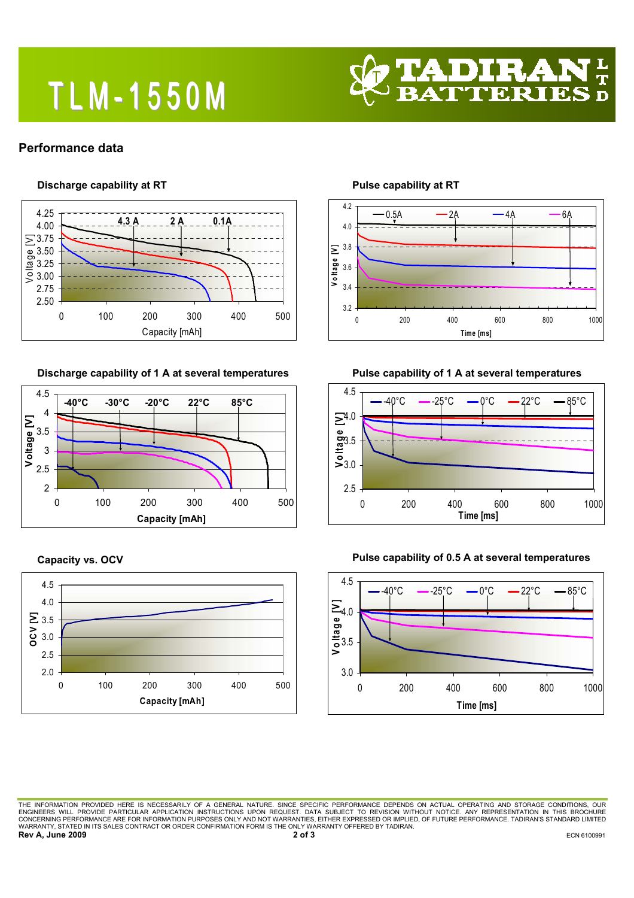# TLM-1550M

## Performance data

### Discharge capability at RT

### Pulse capability at RT

### Discharge capability of 1 A at several temperatures

### Pulse capability of 1 A at several temperatures

### Capacity vs. OCV

### Pulse capability of 0.5 A at several temperatures

THE INFORMATION PROVIDED HERE IS NECESSARILY OF A GENERAL NATURE. SINCE SPECIFIC PERFORMANCE DEPENDS ON ACTUAL OPERATING AND STORAGE CONDITIONS, OUR ENGINEERS WILL PROVIDE PARTICULAR APPLICATION INSTRUCTIONS UPON REQUEST. DATA SUBJECT TO REVISION WITHOUT NOTICE. ANY REPRESENTATION IN THIS BROCHURE CONCERNING PERFORMANCE ARE FOR INFORMATION PURPOSES ONLY AND NOT WARRANTIES, EITHER EXPRESSED OR IMPLIED, OF FUTURE PERFORMANCE. TADIRAN'S STANDARD LIMITED WARRANTY, STATED IN ITS SALES CONTRACT OR ORDER CONFIRMATION FORM IS THE ONLY WARRANTY OFFERED BY TADIRAN.

**Rev A, June 2009**

ECN 6100991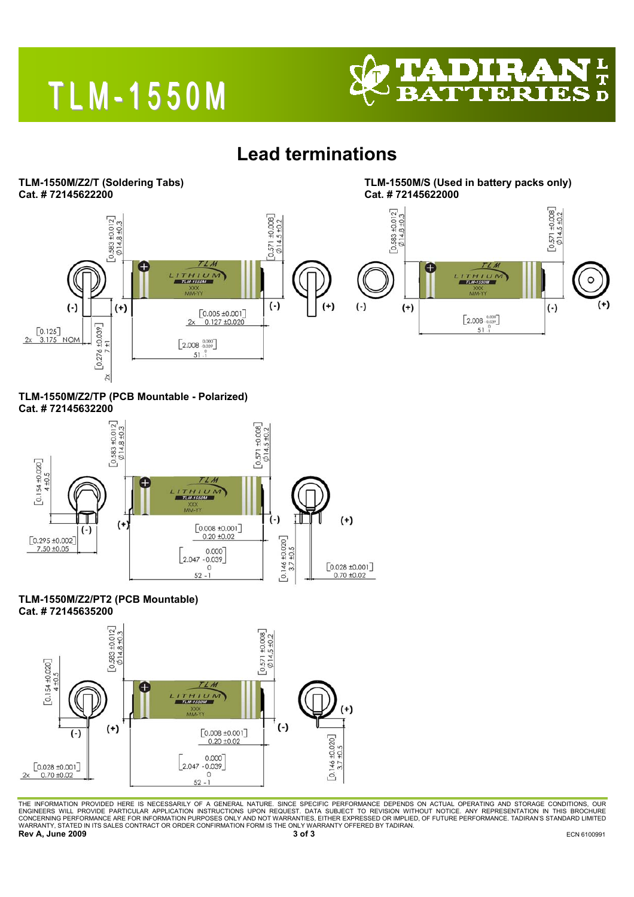# TLM-1550M

TADIRAN BATTERIES LTD

## Lead terminations

**TLM-1550M/Z2/T (Soldering Tabs)**
**Cat. # 72145622200**

[0.583 ±0.012]
Ø14.8 ±0.3

[0.571 ±0.008]
Ø14.5 ±0.2

(-) (+) (-) (+)

[0.005 ±0.001]
2x 0.127 ±0.020

[0.125]
2x 3.175 NOM

[0.276 ±0.039]
7 ±1
2x

[2.008 +0.000 -0.039]
51 +0 -1

**TLM-1550M/S (Used in battery packs only)**
**Cat. # 72145622000**

[0.583 ±0.012]
Ø14.8 ±0.3

[0.571 ±0.008]
Ø14.5 ±0.2

(-) (+) (-) (+)

[2.008 +0.000 -0.039]
51 +0 -1

**TLM-1550M/Z2/TP (PCB Mountable - Polarized)**
**Cat. # 72145632200**

[0.583 ±0.012]
Ø14.8 ±0.3

[0.571 ±0.008]
Ø14.5 ±0.2

[0.154 ±0.020]
4 ±0.5

(-) (+) (-) (+)

[0.295 ±0.002]
7.50 ±0.05

[0.008 ±0.001]
0.20 ±0.02

[2.047 +0.000 -0.039]
52 +0 -1

[0.146 ±0.020]
3.7 ±0.5

[0.028 ±0.001]
0.70 ±0.02

**TLM-1550M/Z2/PT2 (PCB Mountable)**
**Cat. # 72145635200**

[0.583 ±0.012]
Ø14.8 ±0.3

[0.571 ±0.008]
Ø14.5 ±0.2

[0.154 ±0.020]
4 ±0.5

(-) (+) (-) (+)

[0.008 ±0.001]
0.20 ±0.02

[2.047 +0.000 -0.039]
52 +0 -1

[0.028 ±0.001]
2x 0.70 ±0.02

[0.146 ±0.020]
3.7 ±0.5

THE INFORMATION PROVIDED HERE IS NECESSARILY OF A GENERAL NATURE. SINCE SPECIFIC PERFORMANCE DEPENDS ON ACTUAL OPERATING AND STORAGE CONDITIONS, OUR ENGINEERS WILL PROVIDE PARTICULAR APPLICATION INSTRUCTIONS UPON REQUEST. DATA SUBJECT TO REVISION WITHOUT NOTICE. ANY REPRESENTATION IN THIS BROCHURE CONCERNING PERFORMANCE ARE FOR INFORMATION PURPOSES ONLY AND NOT WARRANTIES, EITHER EXPRESSED OR IMPLIED, OF FUTURE PERFORMANCE. TADIRAN'S STANDARD LIMITED WARRANTY, STATED IN ITS SALES CONTRACT OR ORDER CONFIRMATION FORM IS THE ONLY WARRANTY OFFERED BY TADIRAN.

**Rev A, June 2009**

ECN 6100991